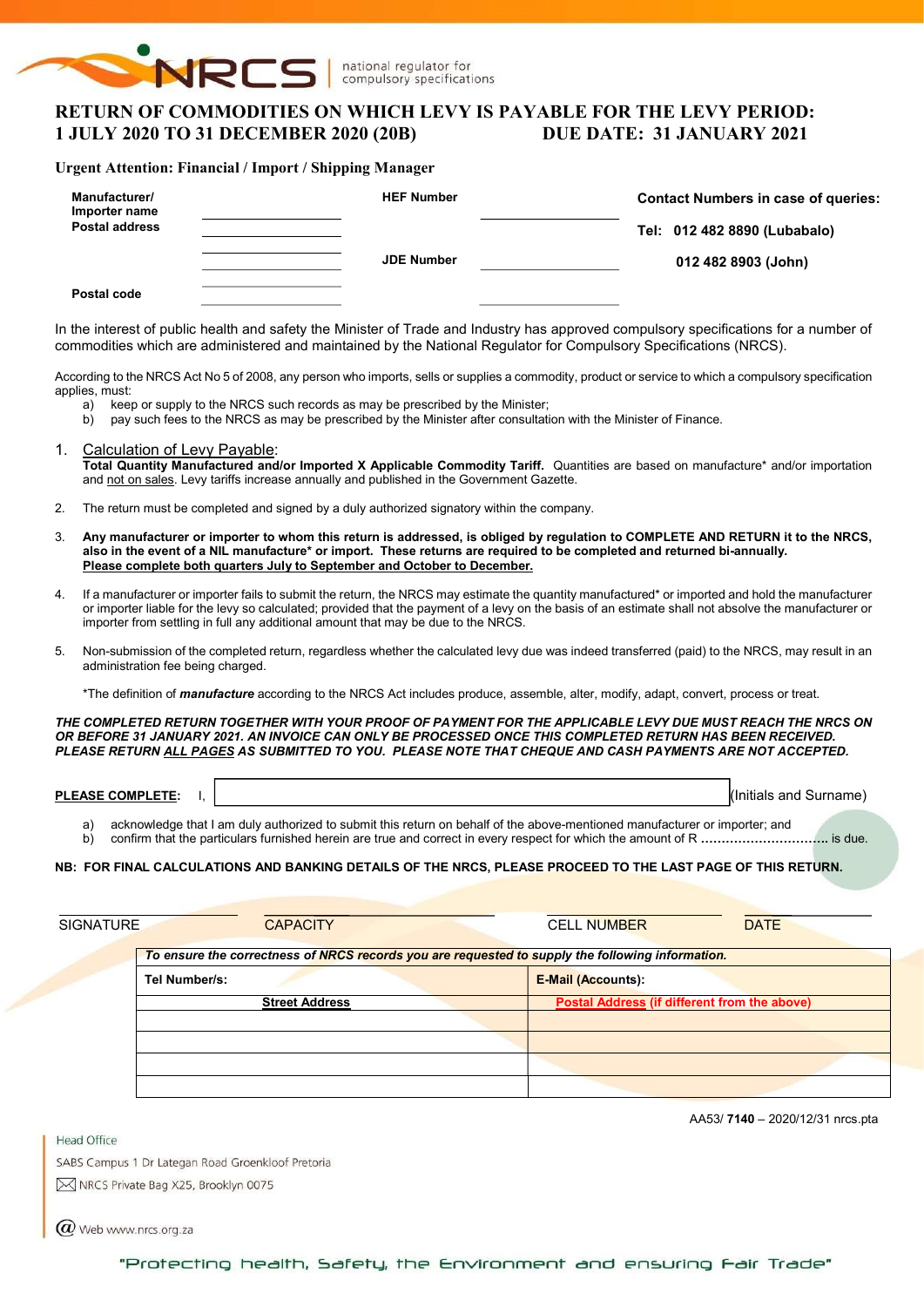NRCS | national regulator for compulsory specifications

# RETURN OF COMMODITIES ON WHICH LEVY IS PAYABLE FOR THE LEVY PERIOD: 1 JULY 2020 TO 31 DECEMBER 2020 (20B) DUE DATE: 31 JANUARY 2021

**Urgent Attention: Financial / Import / Shipping Manager**

| | | | | |
|---|---|---|---|---|
| **Manufacturer/ Importer name** | ______________ | **HEF Number** | ______________ | **Contact Numbers in case of queries:** |
| **Postal address** | ______________ | | | **Tel: 012 482 8890 (Lubabalo)** |
| | ______________ | **JDE Number** | ______________ | **012 482 8903 (John)** |
| **Postal code** | ______________ | | ______________ | |

In the interest of public health and safety the Minister of Trade and Industry has approved compulsory specifications for a number of commodities which are administered and maintained by the National Regulator for Compulsory Specifications (NRCS).

According to the NRCS Act No 5 of 2008, any person who imports, sells or supplies a commodity, product or service to which a compulsory specification applies, must:

a) keep or supply to the NRCS such records as may be prescribed by the Minister;
b) pay such fees to the NRCS as may be prescribed by the Minister after consultation with the Minister of Finance.

1. <u>Calculation of Levy Payable</u>:
   **Total Quantity Manufactured and/or Imported X Applicable Commodity Tariff.** Quantities are based on manufacture* and/or importation and <u>not on sales</u>. Levy tariffs increase annually and published in the Government Gazette.

2. The return must be completed and signed by a duly authorized signatory within the company.

3. **Any manufacturer or importer to whom this return is addressed, is obliged by regulation to COMPLETE AND RETURN it to the NRCS, also in the event of a NIL manufacture* or import. These returns are required to be completed and returned bi-annually.**
   **<u>Please complete both quarters July to September and October to December.</u>**

4. If a manufacturer or importer fails to submit the return, the NRCS may estimate the quantity manufactured* or imported and hold the manufacturer or importer liable for the levy so calculated; provided that the payment of a levy on the basis of an estimate shall not absolve the manufacturer or importer from settling in full any additional amount that may be due to the NRCS.

5. Non-submission of the completed return, regardless whether the calculated levy due was indeed transferred (paid) to the NRCS, may result in an administration fee being charged.

   *The definition of ***manufacture*** according to the NRCS Act includes produce, assemble, alter, modify, adapt, convert, process or treat.

***THE COMPLETED RETURN TOGETHER WITH YOUR PROOF OF PAYMENT FOR THE APPLICABLE LEVY DUE MUST REACH THE NRCS ON OR BEFORE 31 JANUARY 2021. AN INVOICE CAN ONLY BE PROCESSED ONCE THIS COMPLETED RETURN HAS BEEN RECEIVED. PLEASE RETURN <u>ALL PAGES</u> AS SUBMITTED TO YOU. PLEASE NOTE THAT CHEQUE AND CASH PAYMENTS ARE NOT ACCEPTED.***

**<u>PLEASE COMPLETE</u>:** I, ____________________________________ (Initials and Surname)

a) acknowledge that I am duly authorized to submit this return on behalf of the above-mentioned manufacturer or importer; and
b) confirm that the particulars furnished herein are true and correct in every respect for which the amount of R .............................. is due.

**NB: FOR FINAL CALCULATIONS AND BANKING DETAILS OF THE NRCS, PLEASE PROCEED TO THE LAST PAGE OF THIS RETURN.**

| SIGNATURE | CAPACITY | CELL NUMBER | DATE |
|---|---|---|---|
| | | | |

| ***To ensure the correctness of NRCS records you are requested to supply the following information.*** | |
|---|---|
| **Tel Number/s:** | **E-Mail (Accounts):** |
| **<u>Street Address</u>** | **<u>Postal Address</u> (if different from the above)** |
| | |
| | |
| | |
| | |

AA53/ **7140** – 2020/12/31 nrcs.pta

Head Office
SABS Campus 1 Dr Lategan Road Groenkloof Pretoria
NRCS Private Bag X25, Brooklyn 0075
Web www.nrcs.org.za

"Protecting health, Safety, the Environment and ensuring Fair Trade"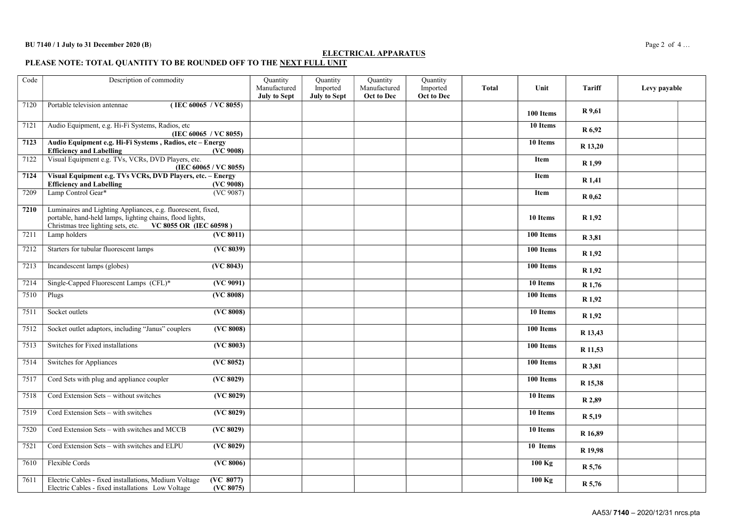## ELECTRICAL APPARATUS

### PLEASE NOTE: TOTAL QUANTITY TO BE ROUNDED OFF TO THE NEXT FULL UNIT

| Code | Description of commodity | Quantity Manufactured **July to Sept** | Quantity Imported **July to Sept** | Quantity Manufactured **Oct to Dec** | Quantity Imported **Oct to Dec** | **Total** | **Unit** | **Tariff** | **Levy payable** | |
|---|---|---|---|---|---|---|---|---|---|---|
| 7120 | Portable television antennae **( IEC 60065 / VC 8055)** | | | | | | **100 Items** | **R 9,61** | | |
| 7121 | Audio Equipment, e.g. Hi-Fi Systems, Radios, etc **(IEC 60065 / VC 8055)** | | | | | | **10 Items** | **R 6,92** | | |
| **7123** | **Audio Equipment e.g. Hi-Fi Systems , Radios, etc – Energy Efficiency and Labelling (VC 9008)** | | | | | | **10 Items** | **R 13,20** | | |
| 7122 | Visual Equipment e.g. TVs, VCRs, DVD Players, etc. **(IEC 60065 / VC 8055)** | | | | | | **Item** | **R 1,99** | | |
| **7124** | **Visual Equipment e.g. TVs VCRs, DVD Players, etc. – Energy Efficiency and Labelling (VC 9008)** | | | | | | **Item** | **R 1,41** | | |
| 7209 | Lamp Control Gear* (VC 9087) | | | | | | **Item** | **R 0,62** | | |
| **7210** | Luminaires and Lighting Appliances, e.g. fluorescent, fixed, portable, hand-held lamps, lighting chains, flood lights, Christmas tree lighting sets, etc. **VC 8055 OR (IEC 60598 )** | | | | | | **10 Items** | **R 1,92** | | |
| 7211 | Lamp holders **(VC 8011)** | | | | | | **100 Items** | **R 3,81** | | |
| 7212 | Starters for tubular fluorescent lamps **(VC 8039)** | | | | | | **100 Items** | **R 1,92** | | |
| 7213 | Incandescent lamps (globes) **(VC 8043)** | | | | | | **100 Items** | **R 1,92** | | |
| 7214 | Single-Capped Fluorescent Lamps (CFL)* **(VC 9091)** | | | | | | **10 Items** | **R 1,76** | | |
| 7510 | Plugs **(VC 8008)** | | | | | | **100 Items** | **R 1,92** | | |
| 7511 | Socket outlets **(VC 8008)** | | | | | | **10 Items** | **R 1,92** | | |
| 7512 | Socket outlet adaptors, including "Janus" couplers **(VC 8008)** | | | | | | **100 Items** | **R 13,43** | | |
| 7513 | Switches for Fixed installations **(VC 8003)** | | | | | | **100 Items** | **R 11,53** | | |
| 7514 | Switches for Appliances **(VC 8052)** | | | | | | **100 Items** | **R 3,81** | | |
| 7517 | Cord Sets with plug and appliance coupler **(VC 8029)** | | | | | | **100 Items** | **R 15,38** | | |
| 7518 | Cord Extension Sets – without switches **(VC 8029)** | | | | | | **10 Items** | **R 2,89** | | |
| 7519 | Cord Extension Sets – with switches **(VC 8029)** | | | | | | **10 Items** | **R 5,19** | | |
| 7520 | Cord Extension Sets – with switches and MCCB **(VC 8029)** | | | | | | **10 Items** | **R 16,89** | | |
| 7521 | Cord Extension Sets – with switches and ELPU **(VC 8029)** | | | | | | **10 Items** | **R 19,98** | | |
| 7610 | Flexible Cords **(VC 8006)** | | | | | | **100 Kg** | **R 5,76** | | |
| 7611 | Electric Cables - fixed installations, Medium Voltage **(VC 8077)** Electric Cables - fixed installations Low Voltage **(VC 8075)** | | | | | | **100 Kg** | **R 5,76** | | |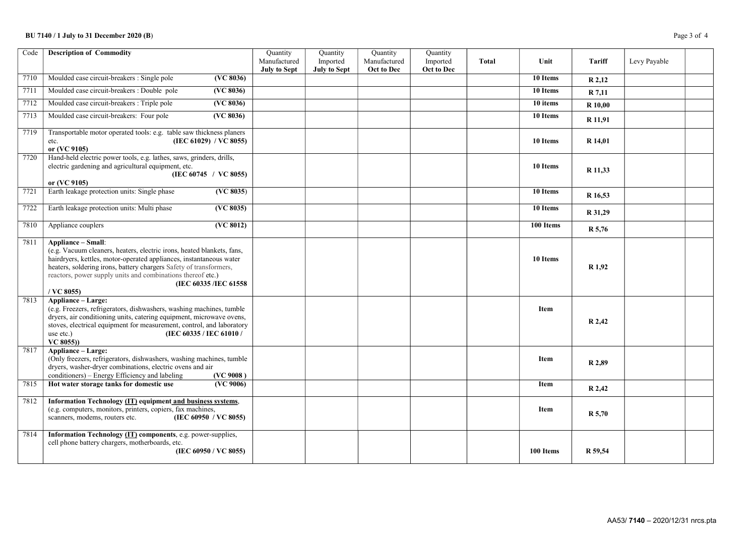| Code | Description of Commodity | Quantity Manufactured **July to Sept** | Quantity Imported **July to Sept** | Quantity Manufactured **Oct to Dec** | Quantity Imported **Oct to Dec** | **Total** | **Unit** | **Tariff** | Levy Payable | |
|---|---|---|---|---|---|---|---|---|---|---|
| 7710 | Moulded case circuit-breakers : Single pole **(VC 8036)** | | | | | | **10 Items** | **R 2,12** | | |
| 7711 | Moulded case circuit-breakers : Double pole **(VC 8036)** | | | | | | **10 Items** | **R 7,11** | | |
| 7712 | Moulded case circuit-breakers : Triple pole **(VC 8036)** | | | | | | **10 items** | **R 10,00** | | |
| 7713 | Moulded case circuit-breakers: Four pole **(VC 8036)** | | | | | | **10 Items** | **R 11,91** | | |
| 7719 | Transportable motor operated tools: e.g. table saw thickness planers etc. **(IEC 61029) / VC 8055) or (VC 9105)** | | | | | | **10 Items** | **R 14,01** | | |
| 7720 | Hand-held electric power tools, e.g. lathes, saws, grinders, drills, electric gardening and agricultural equipment, etc. **(IEC 60745 / VC 8055) or (VC 9105)** | | | | | | **10 Items** | **R 11,33** | | |
| 7721 | Earth leakage protection units: Single phase **(VC 8035)** | | | | | | **10 Items** | **R 16,53** | | |
| 7722 | Earth leakage protection units: Multi phase **(VC 8035)** | | | | | | **10 Items** | **R 31,29** | | |
| 7810 | Appliance couplers **(VC 8012)** | | | | | | **100 Items** | **R 5,76** | | |
| 7811 | **Appliance – Small**: (e.g. Vacuum cleaners, heaters, electric irons, heated blankets, fans, hairdryers, kettles, motor-operated appliances, instantaneous water heaters, soldering irons, battery chargers Safety of transformers, reactors, power supply units and combinations thereof etc.) **(IEC 60335 /IEC 61558 / VC 8055)** | | | | | | **10 Items** | **R 1,92** | | |
| 7813 | **Appliance – Large:** (e.g. Freezers, refrigerators, dishwashers, washing machines, tumble dryers, air conditioning units, catering equipment, microwave ovens, stoves, electrical equipment for measurement, control, and laboratory use etc.) **(IEC 60335 / IEC 61010 / VC 8055))** | | | | | | **Item** | **R 2,42** | | |
| 7817 | **Appliance – Large:** (Only freezers, refrigerators, dishwashers, washing machines, tumble dryers, washer-dryer combinations, electric ovens and air conditioners) – Energy Efficiency and labeling **(VC 9008 )** | | | | | | **Item** | **R 2,89** | | |
| 7815 | **Hot water storage tanks for domestic use (VC 9006)** | | | | | | **Item** | **R 2,42** | | |
| 7812 | **Information Technology (IT) equipment and business systems**, (e.g. computers, monitors, printers, copiers, fax machines, scanners, modems, routers etc. **(IEC 60950 / VC 8055)** | | | | | | **Item** | **R 5,70** | | |
| 7814 | **Information Technology (IT) components**, e.g. power-supplies, cell phone battery chargers, motherboards, etc. **(IEC 60950 / VC 8055)** | | | | | | **100 Items** | **R 59,54** | | |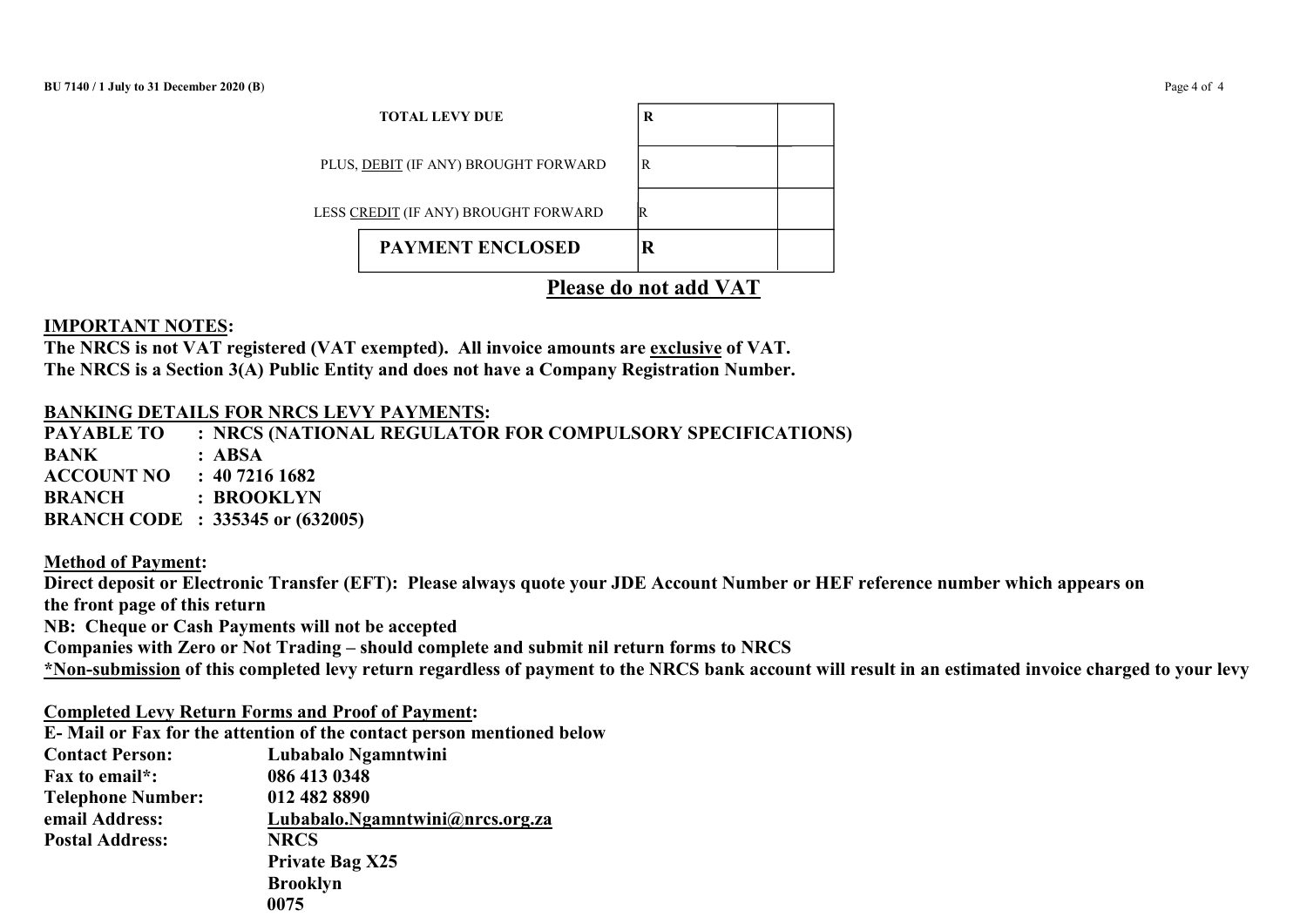| | | |
|---|---|---|
| **TOTAL LEVY DUE** | **R** | |
| PLUS, DEBIT (IF ANY) BROUGHT FORWARD | R | |
| LESS CREDIT (IF ANY) BROUGHT FORWARD | R | |
| **PAYMENT ENCLOSED** | **R** | |

**Please do not add VAT**

**IMPORTANT NOTES:**

**The NRCS is not VAT registered (VAT exempted). All invoice amounts are exclusive of VAT.**
**The NRCS is a Section 3(A) Public Entity and does not have a Company Registration Number.**

**BANKING DETAILS FOR NRCS LEVY PAYMENTS:**

**PAYABLE TO : NRCS (NATIONAL REGULATOR FOR COMPULSORY SPECIFICATIONS)**
**BANK : ABSA**
**ACCOUNT NO : 40 7216 1682**
**BRANCH : BROOKLYN**
**BRANCH CODE : 335345 or (632005)**

**Method of Payment:**

**Direct deposit or Electronic Transfer (EFT): Please always quote your JDE Account Number or HEF reference number which appears on the front page of this return**
**NB: Cheque or Cash Payments will not be accepted**
**Companies with Zero or Not Trading – should complete and submit nil return forms to NRCS**
**\*Non-submission of this completed levy return regardless of payment to the NRCS bank account will result in an estimated invoice charged to your levy**

**Completed Levy Return Forms and Proof of Payment:**

**E- Mail or Fax for the attention of the contact person mentioned below**
**Contact Person: Lubabalo Ngamntwini**
**Fax to email\*: 086 413 0348**
**Telephone Number: 012 482 8890**
**email Address: Lubabalo.Ngamntwini@nrcs.org.za**
**Postal Address: NRCS**
**Private Bag X25**
**Brooklyn**
**0075**